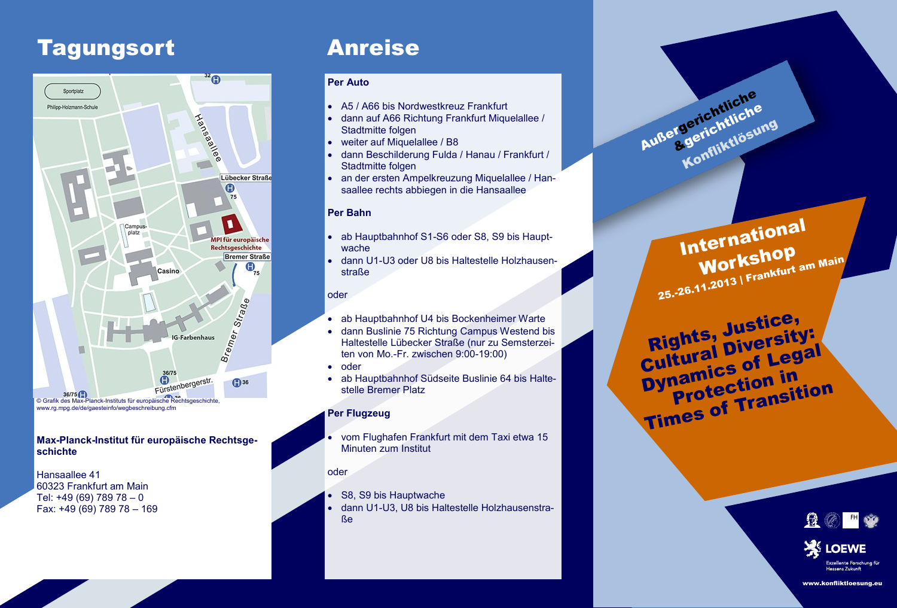# Tagungsort

© Grafik des Max-Planck-Instituts für europäische Rechtsgeschichte, www.rg.mpg.de/de/gaesteinfo/wegbeschreibung.cfm

**Max-Planck-Institut für europäische Rechtsgeschichte**

Hansaallee 41
60323 Frankfurt am Main
Tel: +49 (69) 789 78 – 0
Fax: +49 (69) 789 78 – 169

# Anreise

**Per Auto**

- A5 / A66 bis Nordwestkreuz Frankfurt
- dann auf A66 Richtung Frankfurt Miquelallee / Stadtmitte folgen
- weiter auf Miquelallee / B8
- dann Beschilderung Fulda / Hanau / Frankfurt / Stadtmitte folgen
- an der ersten Ampelkreuzung Miquelallee / Hansaallee rechts abbiegen in die Hansaallee

**Per Bahn**

- ab Hauptbahnhof S1-S6 oder S8, S9 bis Hauptwache
- dann U1-U3 oder U8 bis Haltestelle Holzhausenstraße

oder

- ab Hauptbahnhof U4 bis Bockenheimer Warte
- dann Buslinie 75 Richtung Campus Westend bis Haltestelle Lübecker Straße (nur zu Semsterzeiten von Mo.-Fr. zwischen 9:00-19:00)
- oder
- ab Hauptbahnhof Südseite Buslinie 64 bis Haltestelle Bremer Platz

**Per Flugzeug**

- vom Flughafen Frankfurt mit dem Taxi etwa 15 Minuten zum Institut

oder

- S8, S9 bis Hauptwache
- dann U1-U3, U8 bis Haltestelle Holzhausenstraße

Außergerichtliche & gerichtliche Konfliktlösung

## International Workshop

25.-26.11.2013 | Frankfurt am Main

## Rights, Justice, Cultural Diversity: Dynamics of Legal Protection in Times of Transition

LOEWE
Exzellente Forschung für Hessens Zukunft

www.konfliktloesung.eu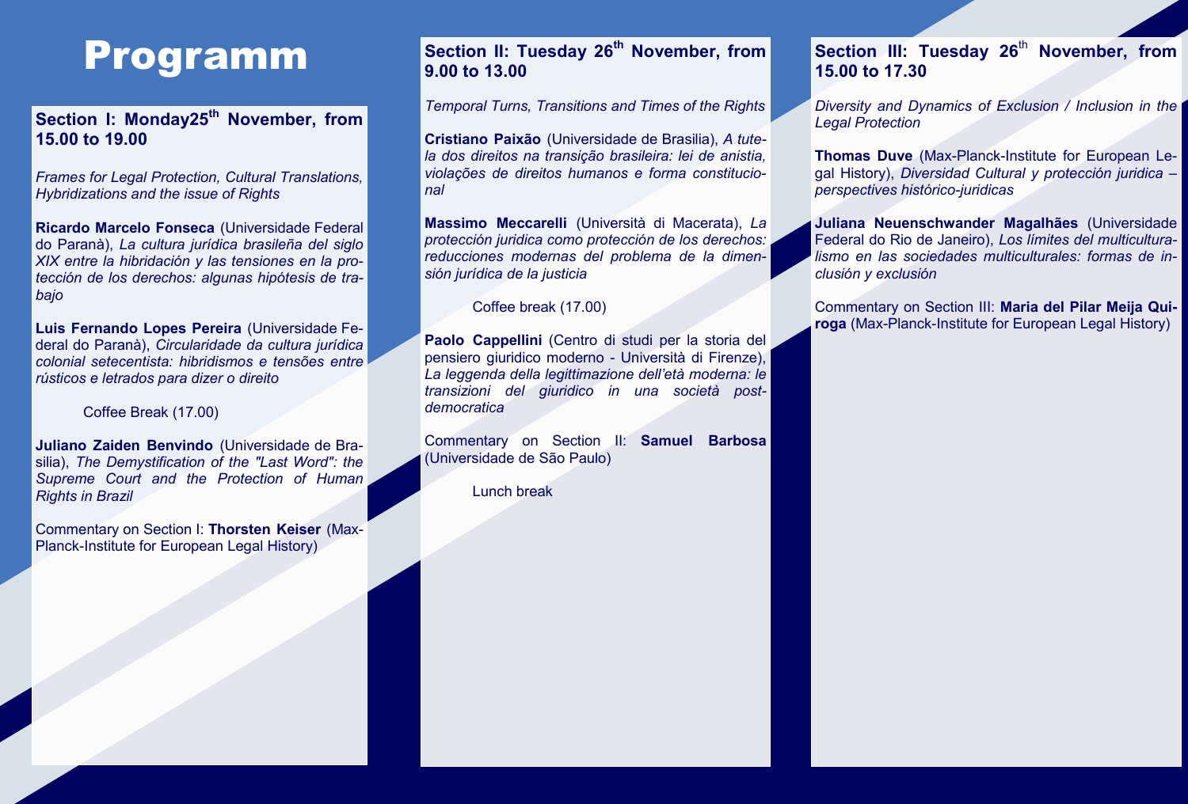# Programm

## Section I: Monday25th November, from 15.00 to 19.00

*Frames for Legal Protection, Cultural Translations, Hybridizations and the issue of Rights*

**Ricardo Marcelo Fonseca** (Universidade Federal do Paranà), *La cultura jurídica brasileña del siglo XIX entre la hibridación y las tensiones en la protección de los derechos: algunas hipótesis de trabajo*

**Luis Fernando Lopes Pereira** (Universidade Federal do Paranà), *Circularidade da cultura jurídica colonial setecentista: hibridismos e tensões entre rústicos e letrados para dizer o direito*

Coffee Break (17.00)

**Juliano Zaiden Benvindo** (Universidade de Brasilia), *The Demystification of the "Last Word": the Supreme Court and the Protection of Human Rights in Brazil*

Commentary on Section I: **Thorsten Keiser** (Max-Planck-Institute for European Legal History)

## Section II: Tuesday 26th November, from 9.00 to 13.00

*Temporal Turns, Transitions and Times of the Rights*

**Cristiano Paixão** (Universidade de Brasilia), *A tutela dos direitos na transição brasileira: lei de anistia, violações de direitos humanos e forma constitucional*

**Massimo Meccarelli** (Università di Macerata), *La protección juridica como protección de los derechos: reducciones modernas del problema de la dimensión jurídica de la justicia*

Coffee break (17.00)

**Paolo Cappellini** (Centro di studi per la storia del pensiero giuridico moderno - Università di Firenze), *La leggenda della legittimazione dell'età moderna: le transizioni del giuridico in una società post-democratica*

Commentary on Section II: **Samuel Barbosa** (Universidade de São Paulo)

Lunch break

## Section III: Tuesday 26th November, from 15.00 to 17.30

*Diversity and Dynamics of Exclusion / Inclusion in the Legal Protection*

**Thomas Duve** (Max-Planck-Institute for European Legal History), *Diversidad Cultural y protección juridica – perspectives histórico-juridicas*

**Juliana Neuenschwander Magalhães** (Universidade Federal do Rio de Janeiro), *Los límites del multiculturalismo en las sociedades multiculturales: formas de inclusión y exclusión*

Commentary on Section III: **Maria del Pilar Meija Quiroga** (Max-Planck-Institute for European Legal History)